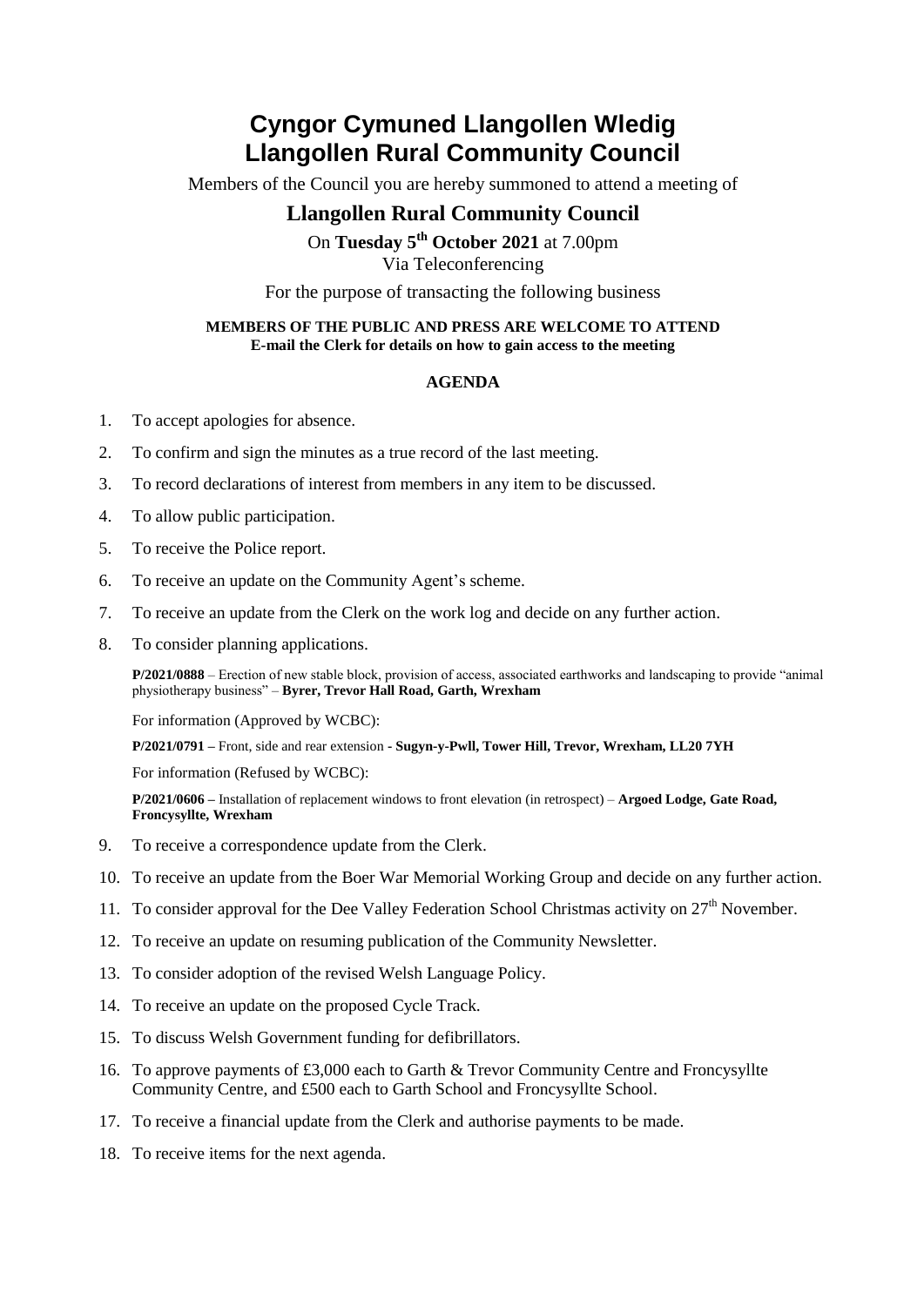# Cyngor Cymuned Llangollen Wledig
# Llangollen Rural Community Council

Members of the Council you are hereby summoned to attend a meeting of

## Llangollen Rural Community Council

On **Tuesday 5th October 2021** at 7.00pm
Via Teleconferencing

For the purpose of transacting the following business

**MEMBERS OF THE PUBLIC AND PRESS ARE WELCOME TO ATTEND**
**E-mail the Clerk for details on how to gain access to the meeting**

### AGENDA

1. To accept apologies for absence.
2. To confirm and sign the minutes as a true record of the last meeting.
3. To record declarations of interest from members in any item to be discussed.
4. To allow public participation.
5. To receive the Police report.
6. To receive an update on the Community Agent's scheme.
7. To receive an update from the Clerk on the work log and decide on any further action.
8. To consider planning applications.

   **P/2021/0888** – Erection of new stable block, provision of access, associated earthworks and landscaping to provide "animal physiotherapy business" – **Byrer, Trevor Hall Road, Garth, Wrexham**

   For information (Approved by WCBC):

   **P/2021/0791 –** Front, side and rear extension **- Sugyn-y-Pwll, Tower Hill, Trevor, Wrexham, LL20 7YH**

   For information (Refused by WCBC):

   **P/2021/0606 –** Installation of replacement windows to front elevation (in retrospect) – **Argoed Lodge, Gate Road, Froncysyllte, Wrexham**

9. To receive a correspondence update from the Clerk.
10. To receive an update from the Boer War Memorial Working Group and decide on any further action.
11. To consider approval for the Dee Valley Federation School Christmas activity on 27th November.
12. To receive an update on resuming publication of the Community Newsletter.
13. To consider adoption of the revised Welsh Language Policy.
14. To receive an update on the proposed Cycle Track.
15. To discuss Welsh Government funding for defibrillators.
16. To approve payments of £3,000 each to Garth & Trevor Community Centre and Froncysyllte Community Centre, and £500 each to Garth School and Froncysyllte School.
17. To receive a financial update from the Clerk and authorise payments to be made.
18. To receive items for the next agenda.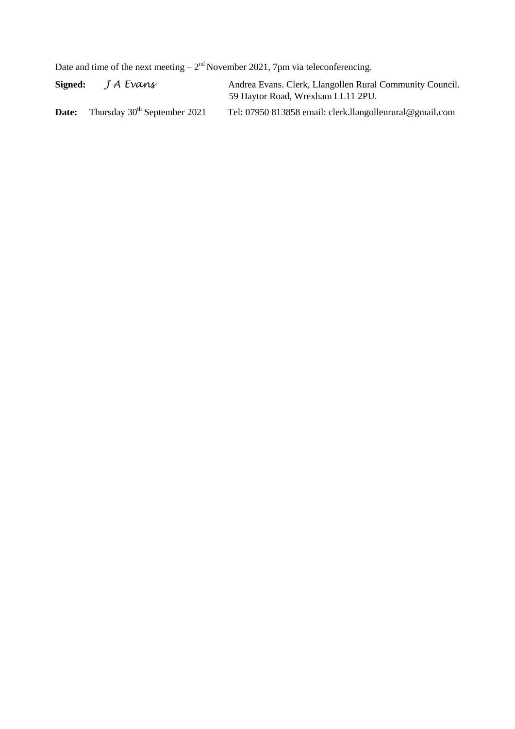Date and time of the next meeting – 2nd November 2021, 7pm via teleconferencing.

**Signed:** *J A Evans*

Andrea Evans. Clerk, Llangollen Rural Community Council.
59 Haytor Road, Wrexham LL11 2PU.

**Date:** Thursday 30th September 2021

Tel: 07950 813858 email: clerk.llangollenrural@gmail.com